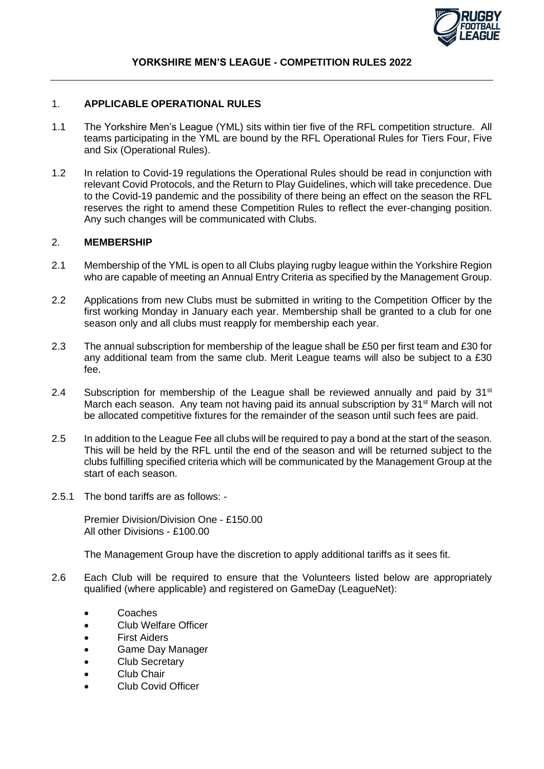# YORKSHIRE MEN'S LEAGUE - COMPETITION RULES 2022

## 1. APPLICABLE OPERATIONAL RULES

1.1 The Yorkshire Men's League (YML) sits within tier five of the RFL competition structure. All teams participating in the YML are bound by the RFL Operational Rules for Tiers Four, Five and Six (Operational Rules).

1.2 In relation to Covid-19 regulations the Operational Rules should be read in conjunction with relevant Covid Protocols, and the Return to Play Guidelines, which will take precedence. Due to the Covid-19 pandemic and the possibility of there being an effect on the season the RFL reserves the right to amend these Competition Rules to reflect the ever-changing position. Any such changes will be communicated with Clubs.

## 2. MEMBERSHIP

2.1 Membership of the YML is open to all Clubs playing rugby league within the Yorkshire Region who are capable of meeting an Annual Entry Criteria as specified by the Management Group.

2.2 Applications from new Clubs must be submitted in writing to the Competition Officer by the first working Monday in January each year. Membership shall be granted to a club for one season only and all clubs must reapply for membership each year.

2.3 The annual subscription for membership of the league shall be £50 per first team and £30 for any additional team from the same club. Merit League teams will also be subject to a £30 fee.

2.4 Subscription for membership of the League shall be reviewed annually and paid by 31st March each season. Any team not having paid its annual subscription by 31st March will not be allocated competitive fixtures for the remainder of the season until such fees are paid.

2.5 In addition to the League Fee all clubs will be required to pay a bond at the start of the season. This will be held by the RFL until the end of the season and will be returned subject to the clubs fulfilling specified criteria which will be communicated by the Management Group at the start of each season.

2.5.1 The bond tariffs are as follows: -

Premier Division/Division One - £150.00
All other Divisions - £100.00

The Management Group have the discretion to apply additional tariffs as it sees fit.

2.6 Each Club will be required to ensure that the Volunteers listed below are appropriately qualified (where applicable) and registered on GameDay (LeagueNet):

- Coaches
- Club Welfare Officer
- First Aiders
- Game Day Manager
- Club Secretary
- Club Chair
- Club Covid Officer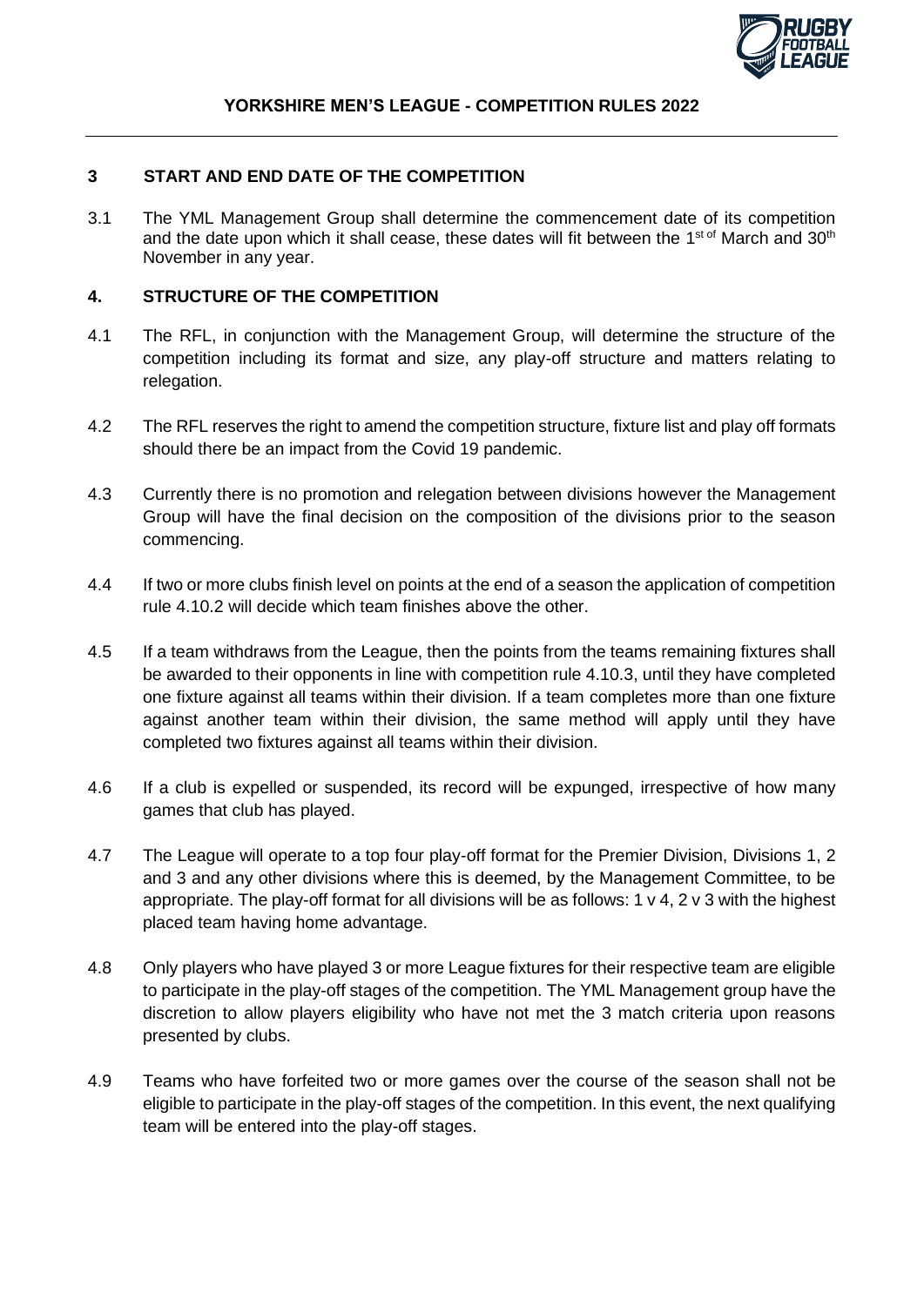## 3 START AND END DATE OF THE COMPETITION

3.1 The YML Management Group shall determine the commencement date of its competition and the date upon which it shall cease, these dates will fit between the 1st of March and 30th November in any year.

## 4. STRUCTURE OF THE COMPETITION

4.1 The RFL, in conjunction with the Management Group, will determine the structure of the competition including its format and size, any play-off structure and matters relating to relegation.

4.2 The RFL reserves the right to amend the competition structure, fixture list and play off formats should there be an impact from the Covid 19 pandemic.

4.3 Currently there is no promotion and relegation between divisions however the Management Group will have the final decision on the composition of the divisions prior to the season commencing.

4.4 If two or more clubs finish level on points at the end of a season the application of competition rule 4.10.2 will decide which team finishes above the other.

4.5 If a team withdraws from the League, then the points from the teams remaining fixtures shall be awarded to their opponents in line with competition rule 4.10.3, until they have completed one fixture against all teams within their division. If a team completes more than one fixture against another team within their division, the same method will apply until they have completed two fixtures against all teams within their division.

4.6 If a club is expelled or suspended, its record will be expunged, irrespective of how many games that club has played.

4.7 The League will operate to a top four play-off format for the Premier Division, Divisions 1, 2 and 3 and any other divisions where this is deemed, by the Management Committee, to be appropriate. The play-off format for all divisions will be as follows: 1 v 4, 2 v 3 with the highest placed team having home advantage.

4.8 Only players who have played 3 or more League fixtures for their respective team are eligible to participate in the play-off stages of the competition. The YML Management group have the discretion to allow players eligibility who have not met the 3 match criteria upon reasons presented by clubs.

4.9 Teams who have forfeited two or more games over the course of the season shall not be eligible to participate in the play-off stages of the competition. In this event, the next qualifying team will be entered into the play-off stages.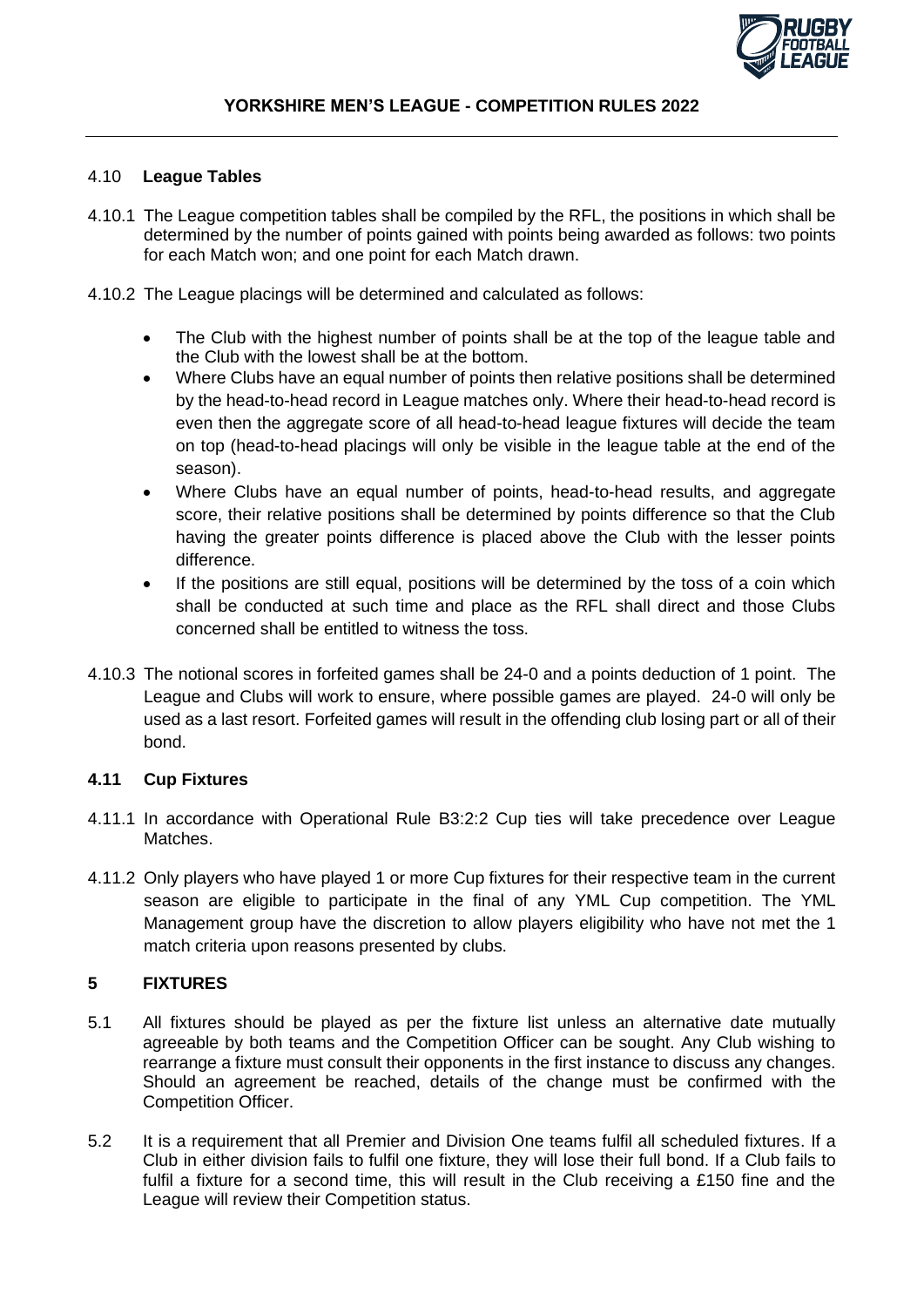#### 4.10 **League Tables**

4.10.1 The League competition tables shall be compiled by the RFL, the positions in which shall be determined by the number of points gained with points being awarded as follows: two points for each Match won; and one point for each Match drawn.

4.10.2 The League placings will be determined and calculated as follows:

- The Club with the highest number of points shall be at the top of the league table and the Club with the lowest shall be at the bottom.
- Where Clubs have an equal number of points then relative positions shall be determined by the head-to-head record in League matches only. Where their head-to-head record is even then the aggregate score of all head-to-head league fixtures will decide the team on top (head-to-head placings will only be visible in the league table at the end of the season).
- Where Clubs have an equal number of points, head-to-head results, and aggregate score, their relative positions shall be determined by points difference so that the Club having the greater points difference is placed above the Club with the lesser points difference.
- If the positions are still equal, positions will be determined by the toss of a coin which shall be conducted at such time and place as the RFL shall direct and those Clubs concerned shall be entitled to witness the toss.

4.10.3 The notional scores in forfeited games shall be 24-0 and a points deduction of 1 point. The League and Clubs will work to ensure, where possible games are played. 24-0 will only be used as a last resort. Forfeited games will result in the offending club losing part or all of their bond.

#### **4.11 Cup Fixtures**

4.11.1 In accordance with Operational Rule B3:2:2 Cup ties will take precedence over League Matches.

4.11.2 Only players who have played 1 or more Cup fixtures for their respective team in the current season are eligible to participate in the final of any YML Cup competition. The YML Management group have the discretion to allow players eligibility who have not met the 1 match criteria upon reasons presented by clubs.

## **5 FIXTURES**

5.1 All fixtures should be played as per the fixture list unless an alternative date mutually agreeable by both teams and the Competition Officer can be sought. Any Club wishing to rearrange a fixture must consult their opponents in the first instance to discuss any changes. Should an agreement be reached, details of the change must be confirmed with the Competition Officer.

5.2 It is a requirement that all Premier and Division One teams fulfil all scheduled fixtures. If a Club in either division fails to fulfil one fixture, they will lose their full bond. If a Club fails to fulfil a fixture for a second time, this will result in the Club receiving a £150 fine and the League will review their Competition status.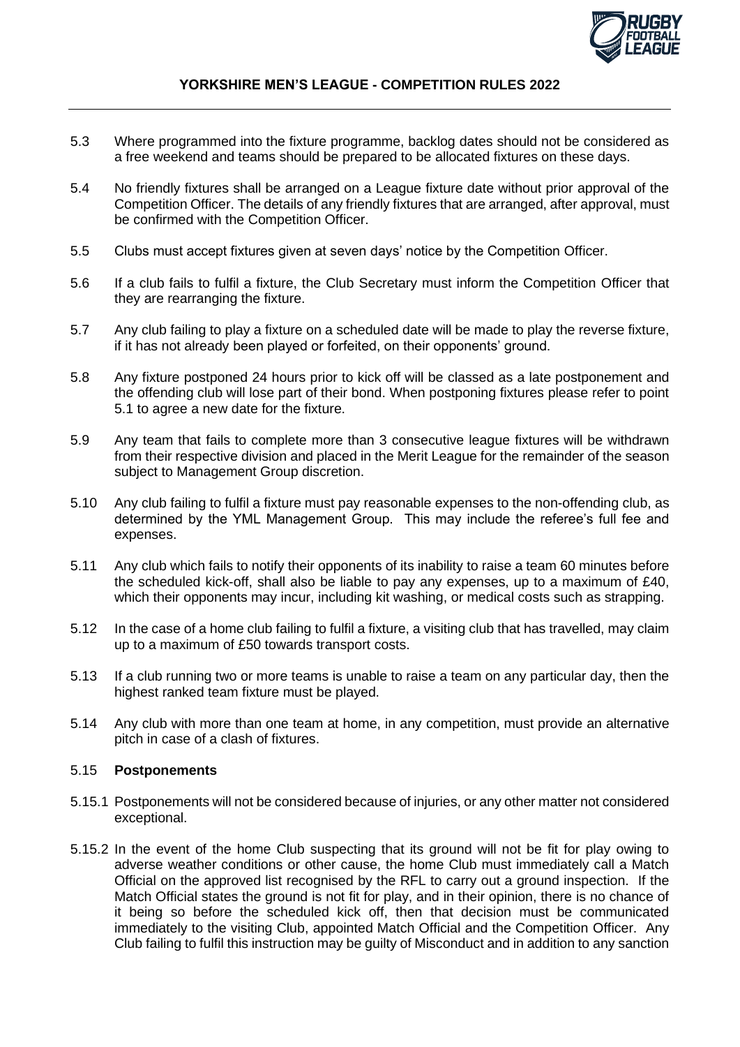5.3 Where programmed into the fixture programme, backlog dates should not be considered as a free weekend and teams should be prepared to be allocated fixtures on these days.

5.4 No friendly fixtures shall be arranged on a League fixture date without prior approval of the Competition Officer. The details of any friendly fixtures that are arranged, after approval, must be confirmed with the Competition Officer.

5.5 Clubs must accept fixtures given at seven days' notice by the Competition Officer.

5.6 If a club fails to fulfil a fixture, the Club Secretary must inform the Competition Officer that they are rearranging the fixture.

5.7 Any club failing to play a fixture on a scheduled date will be made to play the reverse fixture, if it has not already been played or forfeited, on their opponents' ground.

5.8 Any fixture postponed 24 hours prior to kick off will be classed as a late postponement and the offending club will lose part of their bond. When postponing fixtures please refer to point 5.1 to agree a new date for the fixture.

5.9 Any team that fails to complete more than 3 consecutive league fixtures will be withdrawn from their respective division and placed in the Merit League for the remainder of the season subject to Management Group discretion.

5.10 Any club failing to fulfil a fixture must pay reasonable expenses to the non-offending club, as determined by the YML Management Group. This may include the referee's full fee and expenses.

5.11 Any club which fails to notify their opponents of its inability to raise a team 60 minutes before the scheduled kick-off, shall also be liable to pay any expenses, up to a maximum of £40, which their opponents may incur, including kit washing, or medical costs such as strapping.

5.12 In the case of a home club failing to fulfil a fixture, a visiting club that has travelled, may claim up to a maximum of £50 towards transport costs.

5.13 If a club running two or more teams is unable to raise a team on any particular day, then the highest ranked team fixture must be played.

5.14 Any club with more than one team at home, in any competition, must provide an alternative pitch in case of a clash of fixtures.

5.15 **Postponements**

5.15.1 Postponements will not be considered because of injuries, or any other matter not considered exceptional.

5.15.2 In the event of the home Club suspecting that its ground will not be fit for play owing to adverse weather conditions or other cause, the home Club must immediately call a Match Official on the approved list recognised by the RFL to carry out a ground inspection. If the Match Official states the ground is not fit for play, and in their opinion, there is no chance of it being so before the scheduled kick off, then that decision must be communicated immediately to the visiting Club, appointed Match Official and the Competition Officer. Any Club failing to fulfil this instruction may be guilty of Misconduct and in addition to any sanction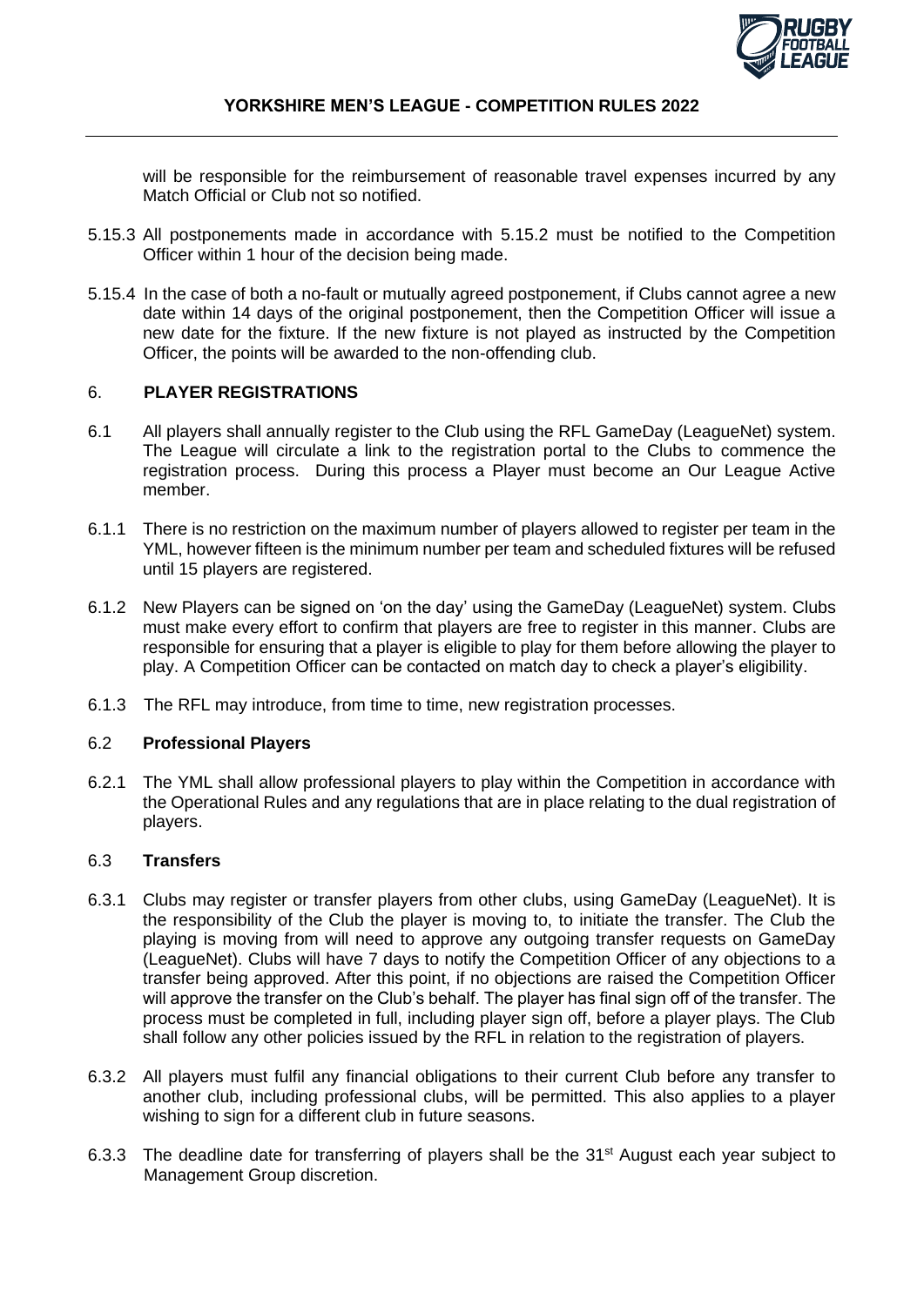will be responsible for the reimbursement of reasonable travel expenses incurred by any Match Official or Club not so notified.

5.15.3 All postponements made in accordance with 5.15.2 must be notified to the Competition Officer within 1 hour of the decision being made.

5.15.4 In the case of both a no-fault or mutually agreed postponement, if Clubs cannot agree a new date within 14 days of the original postponement, then the Competition Officer will issue a new date for the fixture. If the new fixture is not played as instructed by the Competition Officer, the points will be awarded to the non-offending club.

## 6. PLAYER REGISTRATIONS

6.1 All players shall annually register to the Club using the RFL GameDay (LeagueNet) system. The League will circulate a link to the registration portal to the Clubs to commence the registration process. During this process a Player must become an Our League Active member.

6.1.1 There is no restriction on the maximum number of players allowed to register per team in the YML, however fifteen is the minimum number per team and scheduled fixtures will be refused until 15 players are registered.

6.1.2 New Players can be signed on 'on the day' using the GameDay (LeagueNet) system. Clubs must make every effort to confirm that players are free to register in this manner. Clubs are responsible for ensuring that a player is eligible to play for them before allowing the player to play. A Competition Officer can be contacted on match day to check a player's eligibility.

6.1.3 The RFL may introduce, from time to time, new registration processes.

### 6.2 Professional Players

6.2.1 The YML shall allow professional players to play within the Competition in accordance with the Operational Rules and any regulations that are in place relating to the dual registration of players.

### 6.3 Transfers

6.3.1 Clubs may register or transfer players from other clubs, using GameDay (LeagueNet). It is the responsibility of the Club the player is moving to, to initiate the transfer. The Club the playing is moving from will need to approve any outgoing transfer requests on GameDay (LeagueNet). Clubs will have 7 days to notify the Competition Officer of any objections to a transfer being approved. After this point, if no objections are raised the Competition Officer will approve the transfer on the Club's behalf. The player has final sign off of the transfer. The process must be completed in full, including player sign off, before a player plays. The Club shall follow any other policies issued by the RFL in relation to the registration of players.

6.3.2 All players must fulfil any financial obligations to their current Club before any transfer to another club, including professional clubs, will be permitted. This also applies to a player wishing to sign for a different club in future seasons.

6.3.3 The deadline date for transferring of players shall be the 31st August each year subject to Management Group discretion.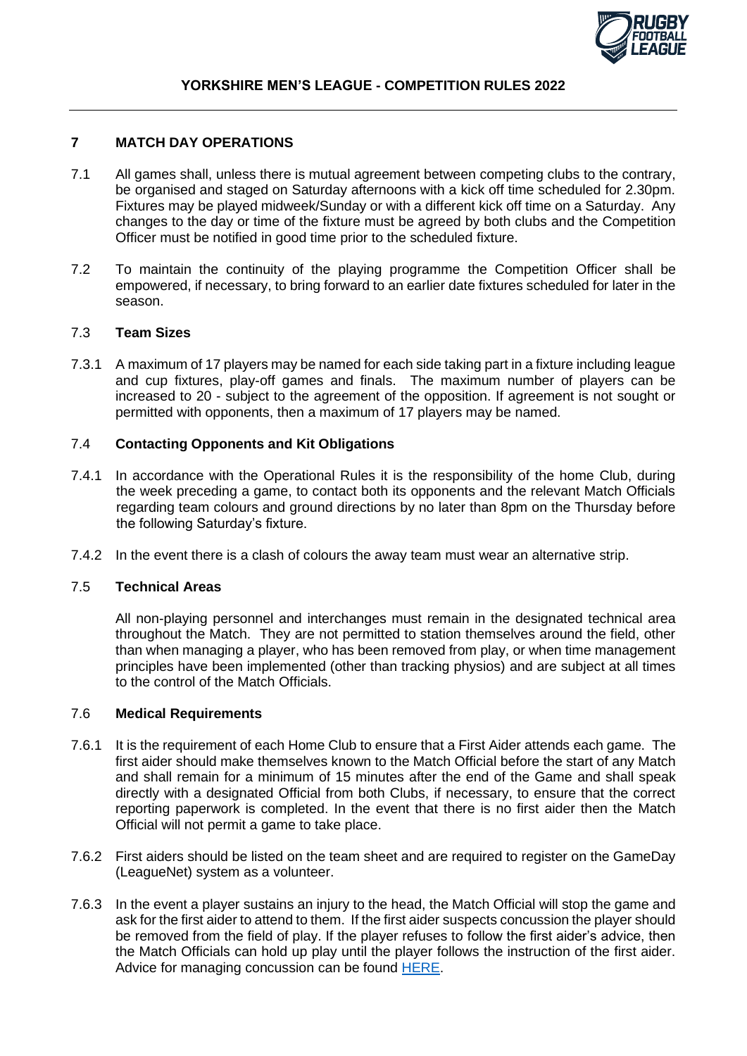## 7 MATCH DAY OPERATIONS

7.1 All games shall, unless there is mutual agreement between competing clubs to the contrary, be organised and staged on Saturday afternoons with a kick off time scheduled for 2.30pm. Fixtures may be played midweek/Sunday or with a different kick off time on a Saturday. Any changes to the day or time of the fixture must be agreed by both clubs and the Competition Officer must be notified in good time prior to the scheduled fixture.

7.2 To maintain the continuity of the playing programme the Competition Officer shall be empowered, if necessary, to bring forward to an earlier date fixtures scheduled for later in the season.

### 7.3 Team Sizes

7.3.1 A maximum of 17 players may be named for each side taking part in a fixture including league and cup fixtures, play-off games and finals. The maximum number of players can be increased to 20 - subject to the agreement of the opposition. If agreement is not sought or permitted with opponents, then a maximum of 17 players may be named.

### 7.4 Contacting Opponents and Kit Obligations

7.4.1 In accordance with the Operational Rules it is the responsibility of the home Club, during the week preceding a game, to contact both its opponents and the relevant Match Officials regarding team colours and ground directions by no later than 8pm on the Thursday before the following Saturday's fixture.

7.4.2 In the event there is a clash of colours the away team must wear an alternative strip.

### 7.5 Technical Areas

All non-playing personnel and interchanges must remain in the designated technical area throughout the Match. They are not permitted to station themselves around the field, other than when managing a player, who has been removed from play, or when time management principles have been implemented (other than tracking physios) and are subject at all times to the control of the Match Officials.

### 7.6 Medical Requirements

7.6.1 It is the requirement of each Home Club to ensure that a First Aider attends each game. The first aider should make themselves known to the Match Official before the start of any Match and shall remain for a minimum of 15 minutes after the end of the Game and shall speak directly with a designated Official from both Clubs, if necessary, to ensure that the correct reporting paperwork is completed. In the event that there is no first aider then the Match Official will not permit a game to take place.

7.6.2 First aiders should be listed on the team sheet and are required to register on the GameDay (LeagueNet) system as a volunteer.

7.6.3 In the event a player sustains an injury to the head, the Match Official will stop the game and ask for the first aider to attend to them. If the first aider suspects concussion the player should be removed from the field of play. If the player refuses to follow the first aider's advice, then the Match Officials can hold up play until the player follows the instruction of the first aider. Advice for managing concussion can be found HERE.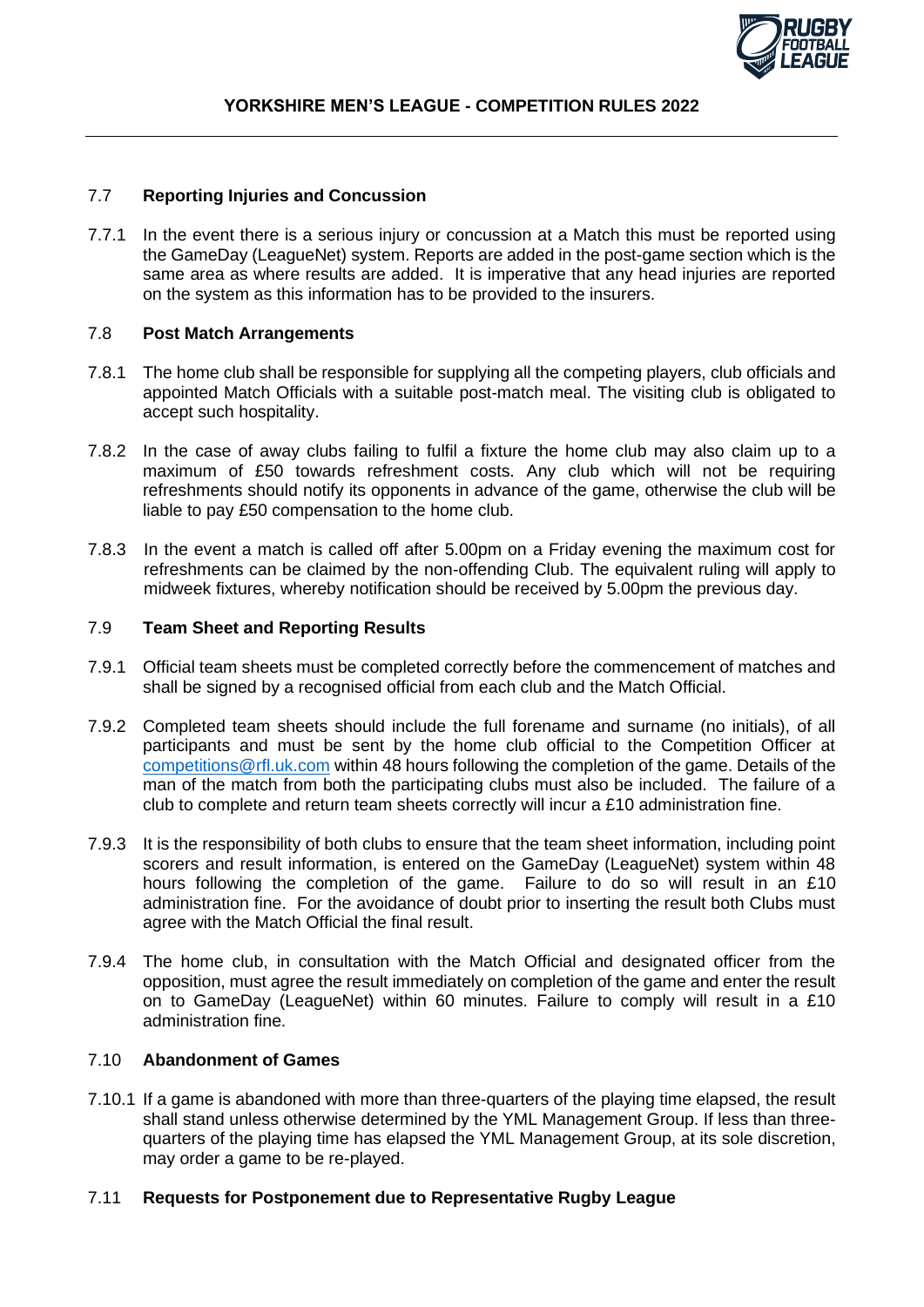## 7.7 **Reporting Injuries and Concussion**

7.7.1 In the event there is a serious injury or concussion at a Match this must be reported using the GameDay (LeagueNet) system. Reports are added in the post-game section which is the same area as where results are added. It is imperative that any head injuries are reported on the system as this information has to be provided to the insurers.

## 7.8 **Post Match Arrangements**

7.8.1 The home club shall be responsible for supplying all the competing players, club officials and appointed Match Officials with a suitable post-match meal. The visiting club is obligated to accept such hospitality.

7.8.2 In the case of away clubs failing to fulfil a fixture the home club may also claim up to a maximum of £50 towards refreshment costs. Any club which will not be requiring refreshments should notify its opponents in advance of the game, otherwise the club will be liable to pay £50 compensation to the home club.

7.8.3 In the event a match is called off after 5.00pm on a Friday evening the maximum cost for refreshments can be claimed by the non-offending Club. The equivalent ruling will apply to midweek fixtures, whereby notification should be received by 5.00pm the previous day.

## 7.9 **Team Sheet and Reporting Results**

7.9.1 Official team sheets must be completed correctly before the commencement of matches and shall be signed by a recognised official from each club and the Match Official.

7.9.2 Completed team sheets should include the full forename and surname (no initials), of all participants and must be sent by the home club official to the Competition Officer at competitions@rfl.uk.com within 48 hours following the completion of the game. Details of the man of the match from both the participating clubs must also be included. The failure of a club to complete and return team sheets correctly will incur a £10 administration fine.

7.9.3 It is the responsibility of both clubs to ensure that the team sheet information, including point scorers and result information, is entered on the GameDay (LeagueNet) system within 48 hours following the completion of the game. Failure to do so will result in an £10 administration fine. For the avoidance of doubt prior to inserting the result both Clubs must agree with the Match Official the final result.

7.9.4 The home club, in consultation with the Match Official and designated officer from the opposition, must agree the result immediately on completion of the game and enter the result on to GameDay (LeagueNet) within 60 minutes. Failure to comply will result in a £10 administration fine.

## 7.10 **Abandonment of Games**

7.10.1 If a game is abandoned with more than three-quarters of the playing time elapsed, the result shall stand unless otherwise determined by the YML Management Group. If less than three-quarters of the playing time has elapsed the YML Management Group, at its sole discretion, may order a game to be re-played.

## 7.11 **Requests for Postponement due to Representative Rugby League**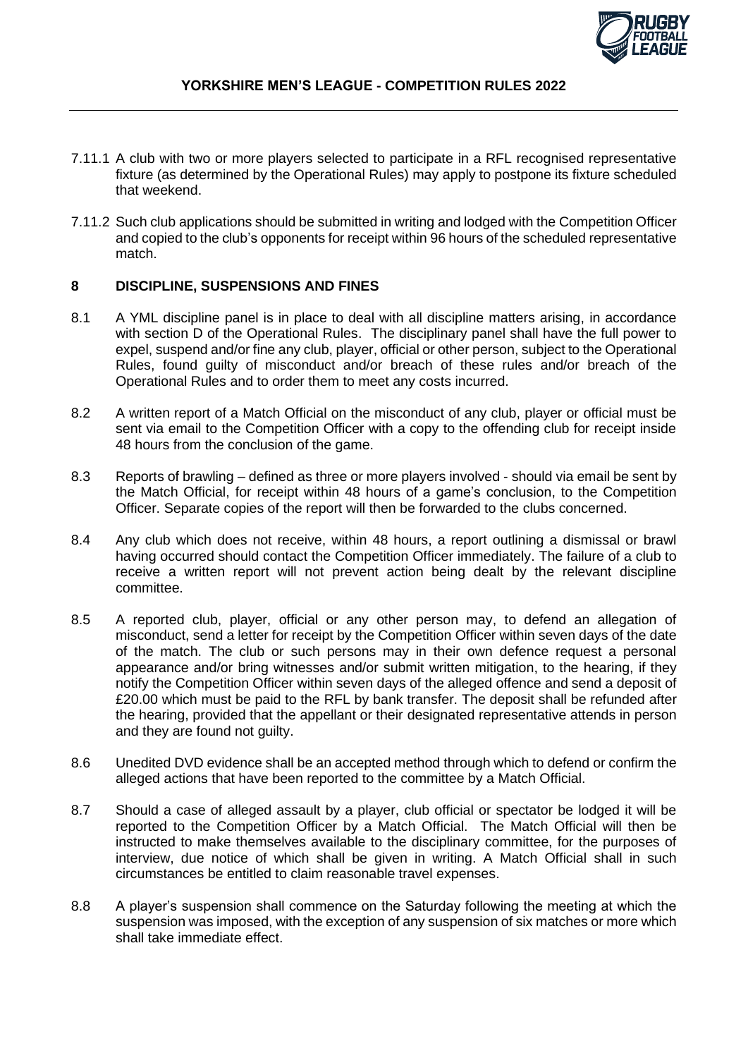7.11.1 A club with two or more players selected to participate in a RFL recognised representative fixture (as determined by the Operational Rules) may apply to postpone its fixture scheduled that weekend.

7.11.2 Such club applications should be submitted in writing and lodged with the Competition Officer and copied to the club's opponents for receipt within 96 hours of the scheduled representative match.

## 8 DISCIPLINE, SUSPENSIONS AND FINES

8.1 A YML discipline panel is in place to deal with all discipline matters arising, in accordance with section D of the Operational Rules. The disciplinary panel shall have the full power to expel, suspend and/or fine any club, player, official or other person, subject to the Operational Rules, found guilty of misconduct and/or breach of these rules and/or breach of the Operational Rules and to order them to meet any costs incurred.

8.2 A written report of a Match Official on the misconduct of any club, player or official must be sent via email to the Competition Officer with a copy to the offending club for receipt inside 48 hours from the conclusion of the game.

8.3 Reports of brawling – defined as three or more players involved - should via email be sent by the Match Official, for receipt within 48 hours of a game's conclusion, to the Competition Officer. Separate copies of the report will then be forwarded to the clubs concerned.

8.4 Any club which does not receive, within 48 hours, a report outlining a dismissal or brawl having occurred should contact the Competition Officer immediately. The failure of a club to receive a written report will not prevent action being dealt by the relevant discipline committee.

8.5 A reported club, player, official or any other person may, to defend an allegation of misconduct, send a letter for receipt by the Competition Officer within seven days of the date of the match. The club or such persons may in their own defence request a personal appearance and/or bring witnesses and/or submit written mitigation, to the hearing, if they notify the Competition Officer within seven days of the alleged offence and send a deposit of £20.00 which must be paid to the RFL by bank transfer. The deposit shall be refunded after the hearing, provided that the appellant or their designated representative attends in person and they are found not guilty.

8.6 Unedited DVD evidence shall be an accepted method through which to defend or confirm the alleged actions that have been reported to the committee by a Match Official.

8.7 Should a case of alleged assault by a player, club official or spectator be lodged it will be reported to the Competition Officer by a Match Official. The Match Official will then be instructed to make themselves available to the disciplinary committee, for the purposes of interview, due notice of which shall be given in writing. A Match Official shall in such circumstances be entitled to claim reasonable travel expenses.

8.8 A player's suspension shall commence on the Saturday following the meeting at which the suspension was imposed, with the exception of any suspension of six matches or more which shall take immediate effect.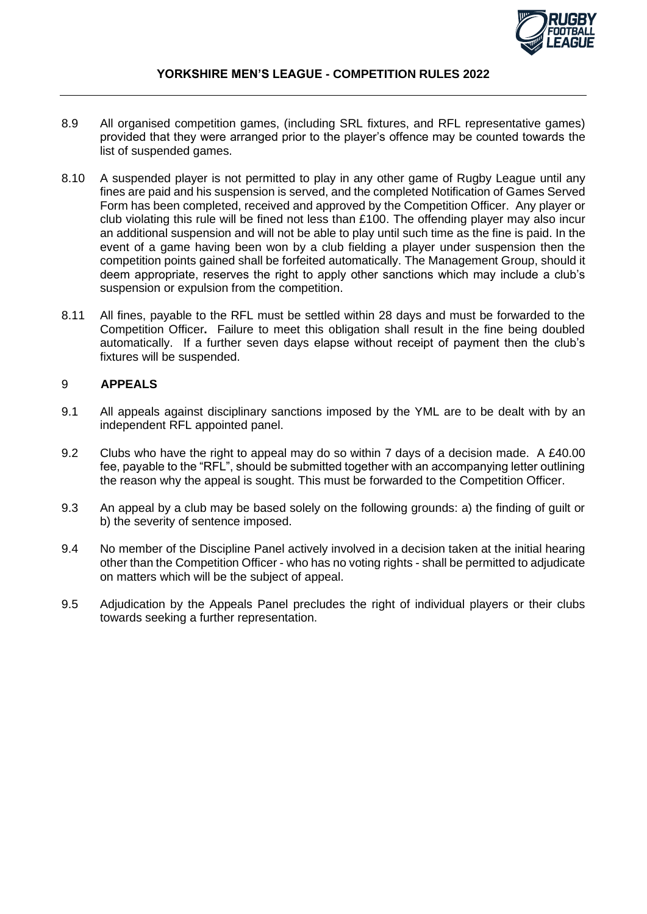8.9 All organised competition games, (including SRL fixtures, and RFL representative games) provided that they were arranged prior to the player's offence may be counted towards the list of suspended games.

8.10 A suspended player is not permitted to play in any other game of Rugby League until any fines are paid and his suspension is served, and the completed Notification of Games Served Form has been completed, received and approved by the Competition Officer. Any player or club violating this rule will be fined not less than £100. The offending player may also incur an additional suspension and will not be able to play until such time as the fine is paid. In the event of a game having been won by a club fielding a player under suspension then the competition points gained shall be forfeited automatically. The Management Group, should it deem appropriate, reserves the right to apply other sanctions which may include a club's suspension or expulsion from the competition.

8.11 All fines, payable to the RFL must be settled within 28 days and must be forwarded to the Competition Officer**.** Failure to meet this obligation shall result in the fine being doubled automatically. If a further seven days elapse without receipt of payment then the club's fixtures will be suspended.

## 9 APPEALS

9.1 All appeals against disciplinary sanctions imposed by the YML are to be dealt with by an independent RFL appointed panel.

9.2 Clubs who have the right to appeal may do so within 7 days of a decision made. A £40.00 fee, payable to the "RFL", should be submitted together with an accompanying letter outlining the reason why the appeal is sought. This must be forwarded to the Competition Officer.

9.3 An appeal by a club may be based solely on the following grounds: a) the finding of guilt or b) the severity of sentence imposed.

9.4 No member of the Discipline Panel actively involved in a decision taken at the initial hearing other than the Competition Officer - who has no voting rights - shall be permitted to adjudicate on matters which will be the subject of appeal.

9.5 Adjudication by the Appeals Panel precludes the right of individual players or their clubs towards seeking a further representation.